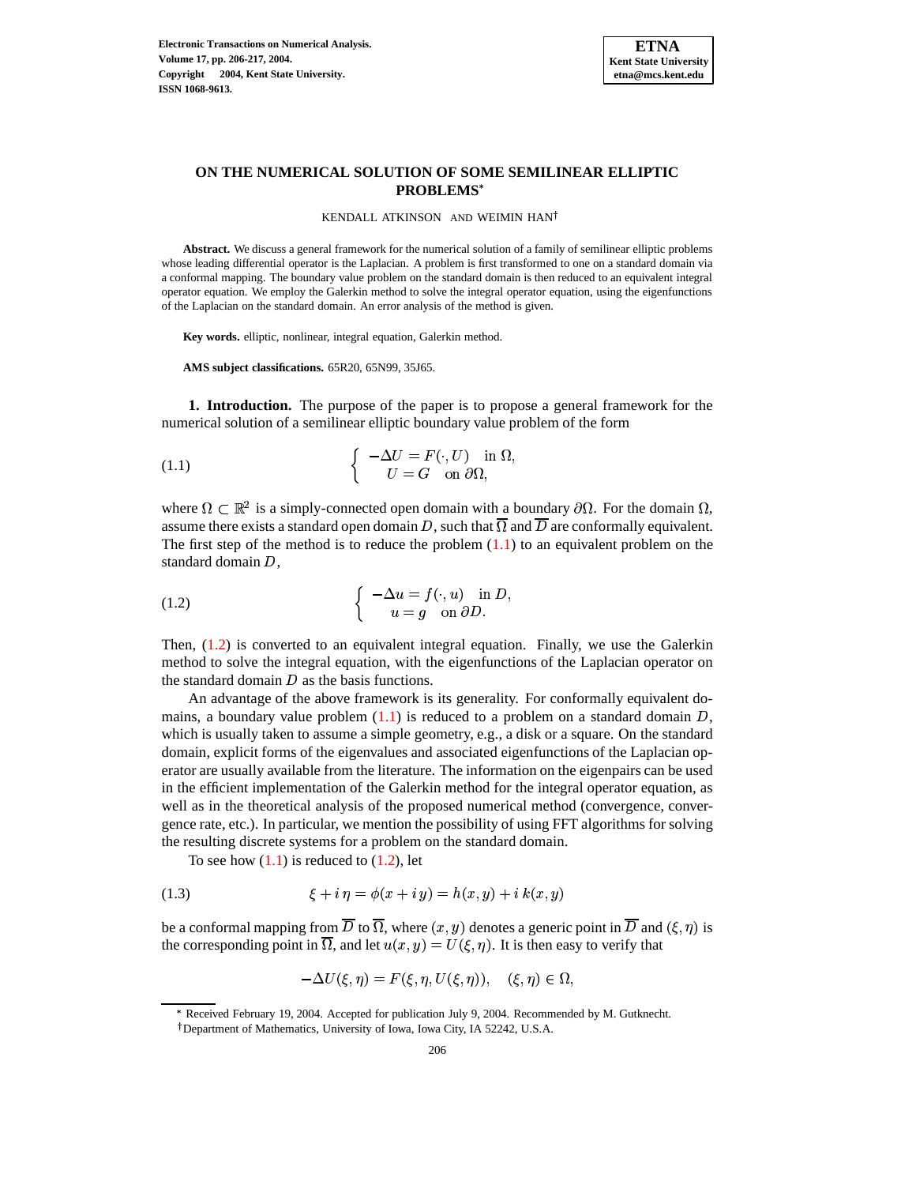# ON THE NUMERICAL SOLUTION OF SOME SEMILINEAR ELLIPTIC PROBLEMS[*]

KENDALL ATKINSON AND WEIMIN HAN[†]

**Abstract.** We discuss a general framework for the numerical solution of a family of semilinear elliptic problems whose leading differential operator is the Laplacian. A problem is first transformed to one on a standard domain via a conformal mapping. The boundary value problem on the standard domain is then reduced to an equivalent integral operator equation. We employ the Galerkin method to solve the integral operator equation, using the eigenfunctions of the Laplacian on the standard domain. An error analysis of the method is given.

**Key words.** elliptic, nonlinear, integral equation, Galerkin method.

**AMS subject classifications.** 65R20, 65N99, 35J65.

**1. Introduction.** The purpose of the paper is to propose a general framework for the numerical solution of a semilinear elliptic boundary value problem of the form

$$\begin{cases} -\Delta U = F(\cdot, U) & \text{in } \Omega, \\ U = G & \text{on } \partial\Omega, \end{cases} \tag{1.1}$$

where $\Omega \subset \mathbb{R}^2$ is a simply-connected open domain with a boundary $\partial\Omega$. For the domain $\Omega$, assume there exists a standard open domain $D$, such that $\overline{\Omega}$ and $\overline{D}$ are conformally equivalent. The first step of the method is to reduce the problem (1.1) to an equivalent problem on the standard domain $D$,

$$\begin{cases} -\Delta u = f(\cdot, u) & \text{in } D, \\ u = g & \text{on } \partial D. \end{cases} \tag{1.2}$$

Then, (1.2) is converted to an equivalent integral equation. Finally, we use the Galerkin method to solve the integral equation, with the eigenfunctions of the Laplacian operator on the standard domain $D$ as the basis functions.

An advantage of the above framework is its generality. For conformally equivalent domains, a boundary value problem (1.1) is reduced to a problem on a standard domain $D$, which is usually taken to assume a simple geometry, e.g., a disk or a square. On the standard domain, explicit forms of the eigenvalues and associated eigenfunctions of the Laplacian operator are usually available from the literature. The information on the eigenpairs can be used in the efficient implementation of the Galerkin method for the integral operator equation, as well as in the theoretical analysis of the proposed numerical method (convergence, convergence rate, etc.). In particular, we mention the possibility of using FFT algorithms for solving the resulting discrete systems for a problem on the standard domain.

To see how (1.1) is reduced to (1.2), let

$$\xi + i\,\eta = \phi(x + i\,y) = h(x, y) + i\,k(x, y) \tag{1.3}$$

be a conformal mapping from $\overline{D}$ to $\overline{\Omega}$, where $(x, y)$ denotes a generic point in $\overline{D}$ and $(\xi, \eta)$ is the corresponding point in $\overline{\Omega}$, and let $u(x, y) = U(\xi, \eta)$. It is then easy to verify that

$$-\Delta U(\xi, \eta) = F(\xi, \eta, U(\xi, \eta)), \quad (\xi, \eta) \in \Omega,$$

[*] Received February 19, 2004. Accepted for publication July 9, 2004. Recommended by M. Gutknecht.

[†] Department of Mathematics, University of Iowa, Iowa City, IA 52242, U.S.A.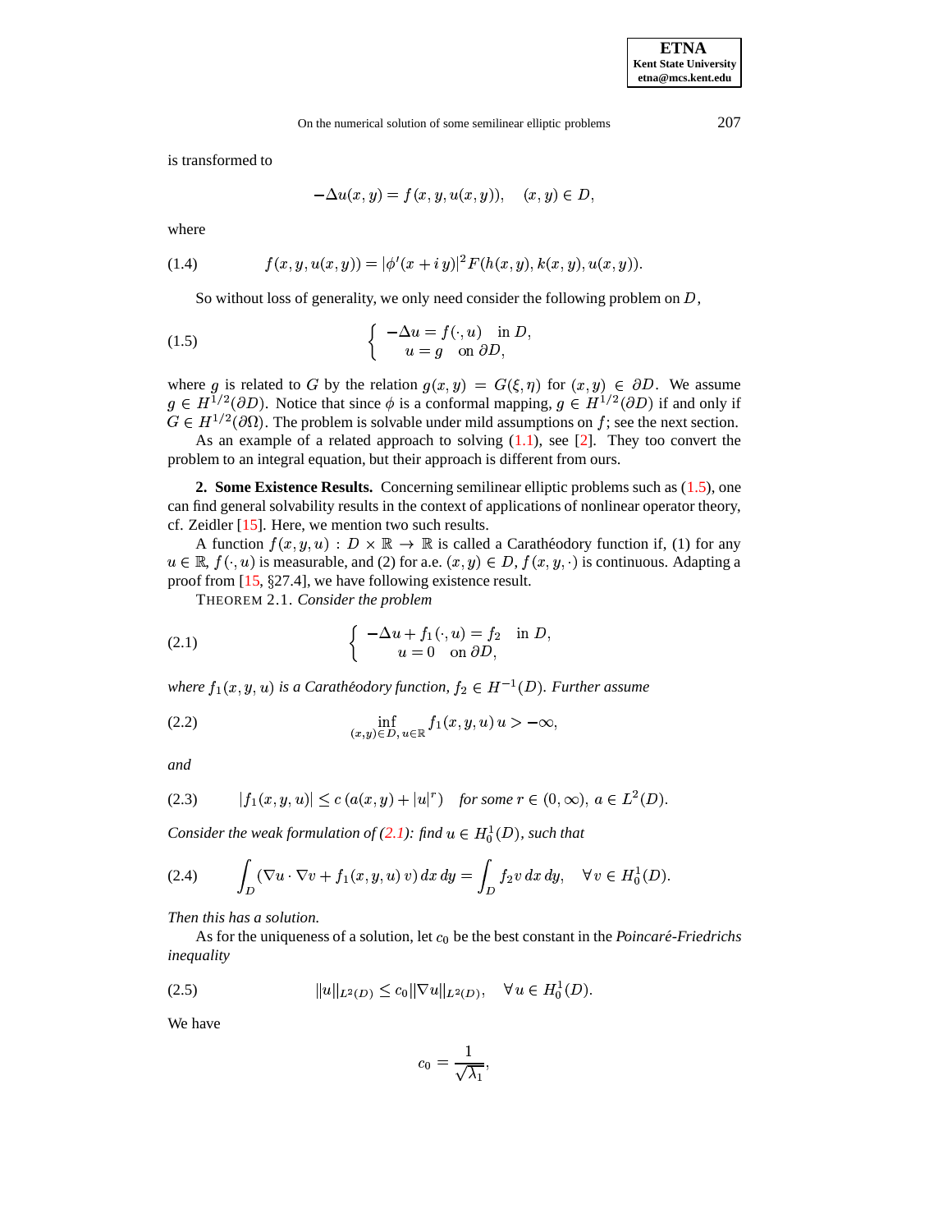is transformed to

$$-\Delta u(x, y) = f(x, y, u(x, y)), \quad (x, y) \in D,$$

where

$$f(x, y, u(x, y)) = |\phi'(x + i\,y)|^2 F(h(x, y), k(x, y), u(x, y)). \tag{1.4}$$

So without loss of generality, we only need consider the following problem on $D$,

$$\begin{cases} -\Delta u = f(\cdot, u) & \text{in } D, \\ u = g & \text{on } \partial D, \end{cases} \tag{1.5}$$

where $g$ is related to $G$ by the relation $g(x, y) = G(\xi, \eta)$ for $(x, y) \in \partial D$. We assume $g \in H^{1/2}(\partial D)$. Notice that since $\phi$ is a conformal mapping, $g \in H^{1/2}(\partial D)$ if and only if $G \in H^{1/2}(\partial \Omega)$. The problem is solvable under mild assumptions on $f$; see the next section.

As an example of a related approach to solving (1.1), see [2]. They too convert the problem to an integral equation, but their approach is different from ours.

**2. Some Existence Results.** Concerning semilinear elliptic problems such as (1.5), one can find general solvability results in the context of applications of nonlinear operator theory, cf. Zeidler [15]. Here, we mention two such results.

A function $f(x, y, u) : D \times \mathbb{R} \to \mathbb{R}$ is called a Carathéodory function if, (1) for any $u \in \mathbb{R}$, $f(\cdot, u)$ is measurable, and (2) for a.e. $(x, y) \in D$, $f(x, y, \cdot)$ is continuous. Adapting a proof from [15, §27.4], we have following existence result.

THEOREM 2.1. *Consider the problem*

$$\begin{cases} -\Delta u + f_1(\cdot, u) = f_2 & \text{in } D, \\ u = 0 & \text{on } \partial D, \end{cases} \tag{2.1}$$

*where $f_1(x, y, u)$ is a Carathéodory function, $f_2 \in H^{-1}(D)$. Further assume*

$$\inf_{(x,y) \in D,\, u \in \mathbb{R}} f_1(x, y, u)\, u > -\infty, \tag{2.2}$$

*and*

$$|f_1(x, y, u)| \le c\,(a(x, y) + |u|^r) \quad \text{for some } r \in (0, \infty),\ a \in L^2(D). \tag{2.3}$$

*Consider the weak formulation of (2.1): find $u \in H_0^1(D)$, such that*

$$\int_D (\nabla u \cdot \nabla v + f_1(x, y, u)\, v)\, dx\, dy = \int_D f_2 v\, dx\, dy, \quad \forall v \in H_0^1(D). \tag{2.4}$$

*Then this has a solution.*

As for the uniqueness of a solution, let $c_0$ be the best constant in the *Poincaré-Friedrichs inequality*

$$\|u\|_{L^2(D)} \le c_0 \|\nabla u\|_{L^2(D)}, \quad \forall u \in H_0^1(D). \tag{2.5}$$

We have

$$c_0 = \frac{1}{\sqrt{\lambda_1}},$$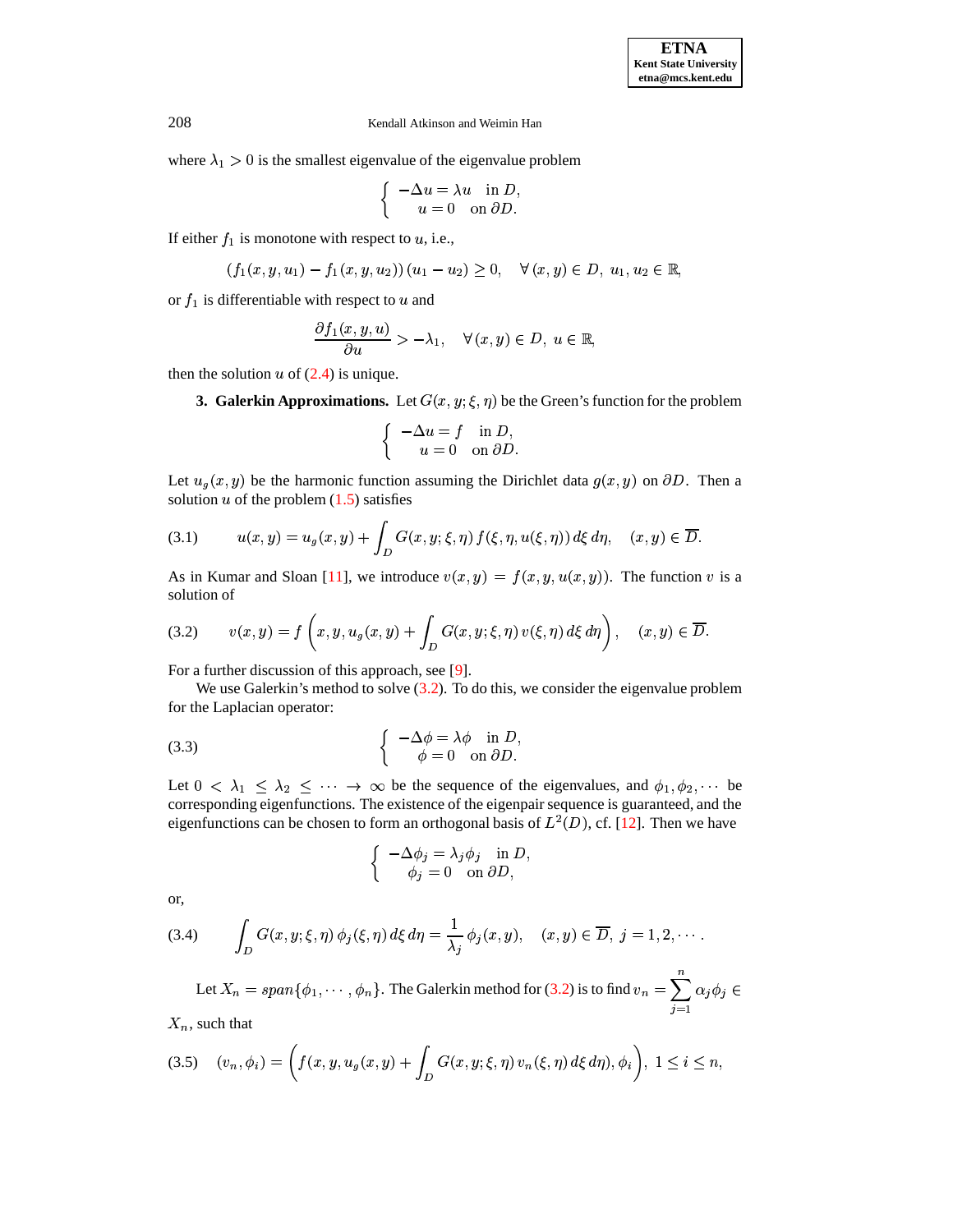where $\lambda_1 > 0$ is the smallest eigenvalue of the eigenvalue problem

$$\begin{cases} -\Delta u = \lambda u & \text{in } D, \\ \quad u = 0 & \text{on } \partial D. \end{cases}$$

If either $f_1$ is monotone with respect to $u$, i.e.,

$$(f_1(x,y,u_1) - f_1(x,y,u_2))\,(u_1 - u_2) \ge 0, \quad \forall\,(x,y) \in D,\ u_1, u_2 \in \mathbb{R},$$

or $f_1$ is differentiable with respect to $u$ and

$$\frac{\partial f_1(x,y,u)}{\partial u} > -\lambda_1, \quad \forall\,(x,y) \in D,\ u \in \mathbb{R},$$

then the solution $u$ of (2.4) is unique.

**3. Galerkin Approximations.** Let $G(x,y;\xi,\eta)$ be the Green's function for the problem

$$\begin{cases} -\Delta u = f & \text{in } D, \\ \quad u = 0 & \text{on } \partial D. \end{cases}$$

Let $u_g(x,y)$ be the harmonic function assuming the Dirichlet data $g(x,y)$ on $\partial D$. Then a solution $u$ of the problem (1.5) satisfies

$$u(x,y) = u_g(x,y) + \int_D G(x,y;\xi,\eta)\, f(\xi,\eta,u(\xi,\eta))\, d\xi\, d\eta, \quad (x,y) \in \overline{D}. \tag{3.1}$$

As in Kumar and Sloan [11], we introduce $v(x,y) = f(x,y,u(x,y))$. The function $v$ is a solution of

$$v(x,y) = f\left(x, y, u_g(x,y) + \int_D G(x,y;\xi,\eta)\, v(\xi,\eta)\, d\xi\, d\eta\right), \quad (x,y) \in \overline{D}. \tag{3.2}$$

For a further discussion of this approach, see [9].

We use Galerkin's method to solve (3.2). To do this, we consider the eigenvalue problem for the Laplacian operator:

$$\begin{cases} -\Delta \phi = \lambda \phi & \text{in } D, \\ \quad \phi = 0 & \text{on } \partial D. \end{cases} \tag{3.3}$$

Let $0 < \lambda_1 \le \lambda_2 \le \cdots \to \infty$ be the sequence of the eigenvalues, and $\phi_1, \phi_2, \cdots$ be corresponding eigenfunctions. The existence of the eigenpair sequence is guaranteed, and the eigenfunctions can be chosen to form an orthogonal basis of $L^2(D)$, cf. [12]. Then we have

$$\begin{cases} -\Delta \phi_j = \lambda_j \phi_j & \text{in } D, \\ \quad \phi_j = 0 & \text{on } \partial D, \end{cases}$$

or,

$$\int_D G(x,y;\xi,\eta)\, \phi_j(\xi,\eta)\, d\xi\, d\eta = \frac{1}{\lambda_j}\, \phi_j(x,y), \quad (x,y) \in \overline{D},\ j = 1, 2, \cdots. \tag{3.4}$$

Let $X_n = span\{\phi_1, \cdots, \phi_n\}$. The Galerkin method for (3.2) is to find $v_n = \sum_{j=1}^{n} \alpha_j \phi_j \in X_n$, such that

$$(v_n, \phi_i) = \left( f(x, y, u_g(x,y) + \int_D G(x,y;\xi,\eta)\, v_n(\xi,\eta)\, d\xi\, d\eta), \phi_i \right),\ 1 \le i \le n, \tag{3.5}$$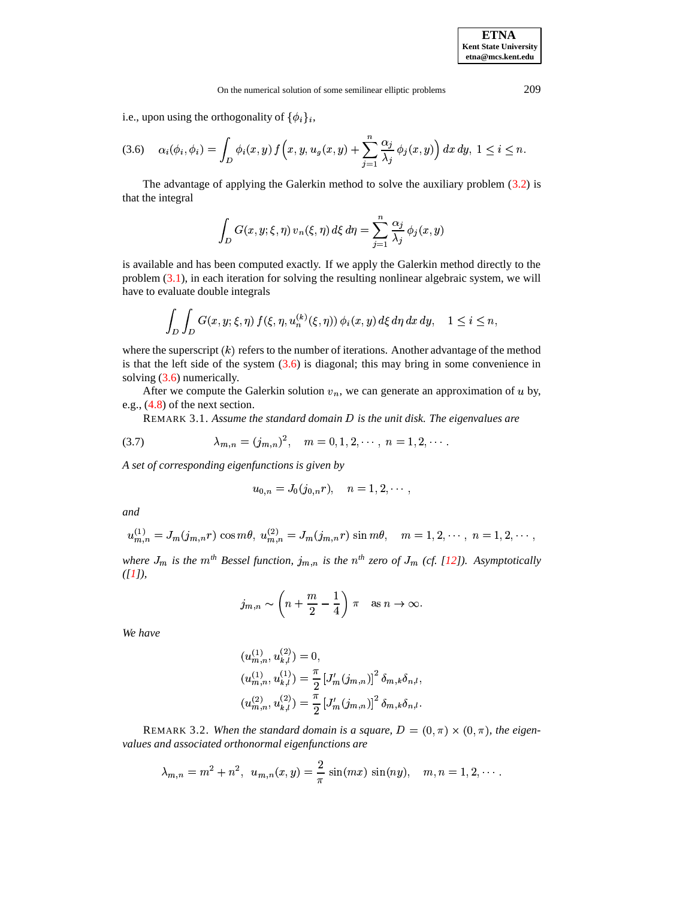i.e., upon using the orthogonality of $\{\phi_i\}_i$,

$$\alpha_i(\phi_i, \phi_i) = \int_D \phi_i(x,y)\, f\Big(x, y, u_g(x,y) + \sum_{j=1}^n \frac{\alpha_j}{\lambda_j}\, \phi_j(x,y)\Big)\, dx\, dy,\ 1 \le i \le n. \tag{3.6}$$

The advantage of applying the Galerkin method to solve the auxiliary problem (3.2) is that the integral

$$\int_D G(x, y; \xi, \eta)\, v_n(\xi, \eta)\, d\xi\, d\eta = \sum_{j=1}^n \frac{\alpha_j}{\lambda_j}\, \phi_j(x,y)$$

is available and has been computed exactly. If we apply the Galerkin method directly to the problem (3.1), in each iteration for solving the resulting nonlinear algebraic system, we will have to evaluate double integrals

$$\int_D \int_D G(x, y; \xi, \eta)\, f(\xi, \eta, u_n^{(k)}(\xi, \eta))\, \phi_i(x,y)\, d\xi\, d\eta\, dx\, dy, \quad 1 \le i \le n,$$

where the superscript $(k)$ refers to the number of iterations. Another advantage of the method is that the left side of the system (3.6) is diagonal; this may bring in some convenience in solving (3.6) numerically.

After we compute the Galerkin solution $v_n$, we can generate an approximation of $u$ by, e.g., (4.8) of the next section.

REMARK 3.1. *Assume the standard domain $D$ is the unit disk. The eigenvalues are*

$$\lambda_{m,n} = (j_{m,n})^2, \quad m = 0, 1, 2, \cdots,\ n = 1, 2, \cdots. \tag{3.7}$$

*A set of corresponding eigenfunctions is given by*

$$u_{0,n} = J_0(j_{0,n} r), \quad n = 1, 2, \cdots,$$

*and*

$$u_{m,n}^{(1)} = J_m(j_{m,n} r)\, \cos m\theta,\ u_{m,n}^{(2)} = J_m(j_{m,n} r)\, \sin m\theta, \quad m = 1, 2, \cdots,\ n = 1, 2, \cdots,$$

*where $J_m$ is the $m^{th}$ Bessel function, $j_{m,n}$ is the $n^{th}$ zero of $J_m$ (cf. [12]). Asymptotically ([1]),*

$$j_{m,n} \sim \left(n + \frac{m}{2} - \frac{1}{4}\right)\pi \quad \text{as } n \to \infty.$$

*We have*

$$\begin{aligned}
&(u_{m,n}^{(1)}, u_{k,l}^{(2)}) = 0, \\
&(u_{m,n}^{(1)}, u_{k,l}^{(1)}) = \frac{\pi}{2}\,[J_m'(j_{m,n})]^2\, \delta_{m,k}\delta_{n,l}, \\
&(u_{m,n}^{(2)}, u_{k,l}^{(2)}) = \frac{\pi}{2}\,[J_m'(j_{m,n})]^2\, \delta_{m,k}\delta_{n,l}.
\end{aligned}$$

REMARK 3.2. *When the standard domain is a square, $D = (0, \pi) \times (0, \pi)$, the eigenvalues and associated orthonormal eigenfunctions are*

$$\lambda_{m,n} = m^2 + n^2,\ u_{m,n}(x,y) = \frac{2}{\pi}\, \sin(mx)\, \sin(ny), \quad m, n = 1, 2, \cdots.$$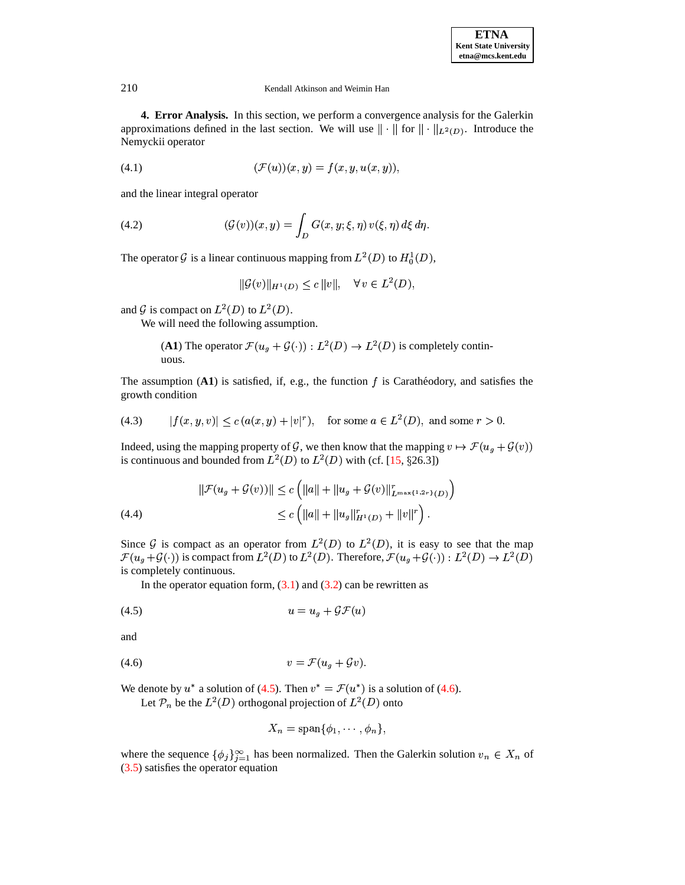**4. Error Analysis.** In this section, we perform a convergence analysis for the Galerkin approximations defined in the last section. We will use $\|\cdot\|$ for $\|\cdot\|_{L^2(D)}$. Introduce the Nemyckii operator

$$(\mathcal{F}(u))(x,y) = f(x,y,u(x,y)), \tag{4.1}$$

and the linear integral operator

$$(\mathcal{G}(v))(x,y) = \int_D G(x,y;\xi,\eta)\, v(\xi,\eta)\, d\xi\, d\eta. \tag{4.2}$$

The operator $\mathcal{G}$ is a linear continuous mapping from $L^2(D)$ to $H_0^1(D)$,

$$\|\mathcal{G}(v)\|_{H^1(D)} \le c\,\|v\|, \quad \forall\, v \in L^2(D),$$

and $\mathcal{G}$ is compact on $L^2(D)$ to $L^2(D)$.

We will need the following assumption.

> (**A1**) The operator $\mathcal{F}(u_g + \mathcal{G}(\cdot)) : L^2(D) \to L^2(D)$ is completely continuous.

The assumption (**A1**) is satisfied, if, e.g., the function $f$ is Carathéodory, and satisfies the growth condition

$$|f(x,y,v)| \le c\,(a(x,y) + |v|^r), \quad \text{for some } a \in L^2(D), \text{ and some } r > 0. \tag{4.3}$$

Indeed, using the mapping property of $\mathcal{G}$, we then know that the mapping $v \mapsto \mathcal{F}(u_g + \mathcal{G}(v))$ is continuous and bounded from $L^2(D)$ to $L^2(D)$ with (cf. [15, §26.3])

$$\begin{aligned} \|\mathcal{F}(u_g + \mathcal{G}(v))\| &\le c\left(\|a\| + \|u_g + \mathcal{G}(v)\|^r_{L^{\max\{1,2r\}}(D)}\right) \\ &\le c\left(\|a\| + \|u_g\|^r_{H^1(D)} + \|v\|^r\right). \end{aligned} \tag{4.4}$$

Since $\mathcal{G}$ is compact as an operator from $L^2(D)$ to $L^2(D)$, it is easy to see that the map $\mathcal{F}(u_g + \mathcal{G}(\cdot))$ is compact from $L^2(D)$ to $L^2(D)$. Therefore, $\mathcal{F}(u_g + \mathcal{G}(\cdot)) : L^2(D) \to L^2(D)$ is completely continuous.

In the operator equation form, (3.1) and (3.2) can be rewritten as

$$u = u_g + \mathcal{G}\mathcal{F}(u) \tag{4.5}$$

and

$$v = \mathcal{F}(u_g + \mathcal{G}v). \tag{4.6}$$

We denote by $u^*$ a solution of (4.5). Then $v^* = \mathcal{F}(u^*)$ is a solution of (4.6).

Let $\mathcal{P}_n$ be the $L^2(D)$ orthogonal projection of $L^2(D)$ onto

$$X_n = \operatorname{span}\{\phi_1, \cdots, \phi_n\},$$

where the sequence $\{\phi_j\}_{j=1}^{\infty}$ has been normalized. Then the Galerkin solution $v_n \in X_n$ of (3.5) satisfies the operator equation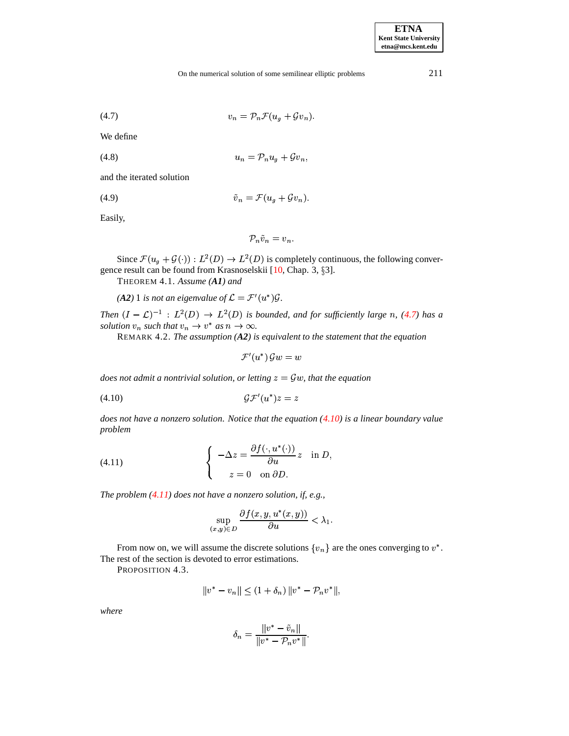$$v_n = \mathcal{P}_n \mathcal{F}(u_g + \mathcal{G} v_n). \tag{4.7}$$

We define

$$u_n = \mathcal{P}_n u_g + \mathcal{G} v_n, \tag{4.8}$$

and the iterated solution

$$\tilde{v}_n = \mathcal{F}(u_g + \mathcal{G} v_n). \tag{4.9}$$

Easily,

$$\mathcal{P}_n \tilde{v}_n = v_n.$$

Since $\mathcal{F}(u_g + \mathcal{G}(\cdot)) : L^2(D) \to L^2(D)$ is completely continuous, the following convergence result can be found from Krasnoselskii [10, Chap. 3, §3].

THEOREM 4.1. *Assume **(A1)** and*

***(A2)** $1$ is not an eigenvalue of $\mathcal{L} = \mathcal{F}'(u^*)\mathcal{G}$.*

*Then $(I - \mathcal{L})^{-1} : L^2(D) \to L^2(D)$ is bounded, and for sufficiently large $n$, (4.7) has a solution $v_n$ such that $v_n \to v^*$ as $n \to \infty$.*

REMARK 4.2. *The assumption **(A2)** is equivalent to the statement that the equation*

$$\mathcal{F}'(u^*)\,\mathcal{G} w = w$$

*does not admit a nontrivial solution, or letting $z = \mathcal{G} w$, that the equation*

$$\mathcal{G}\mathcal{F}'(u^*) z = z \tag{4.10}$$

*does not have a nonzero solution. Notice that the equation (4.10) is a linear boundary value problem*

$$\begin{cases} -\Delta z = \dfrac{\partial f(\cdot, u^*(\cdot))}{\partial u} z & \text{in } D, \\ \quad z = 0 \quad \text{on } \partial D. \end{cases} \tag{4.11}$$

*The problem (4.11) does not have a nonzero solution, if, e.g.,*

$$\sup_{(x,y) \in D} \frac{\partial f(x, y, u^*(x,y))}{\partial u} < \lambda_1.$$

From now on, we will assume the discrete solutions $\{v_n\}$ are the ones converging to $v^*$. The rest of the section is devoted to error estimations.

PROPOSITION 4.3.

$$\|v^* - v_n\| \leq (1 + \delta_n)\, \|v^* - \mathcal{P}_n v^*\|,$$

*where*

$$\delta_n = \frac{\|v^* - \tilde{v}_n\|}{\|v^* - \mathcal{P}_n v^*\|}.$$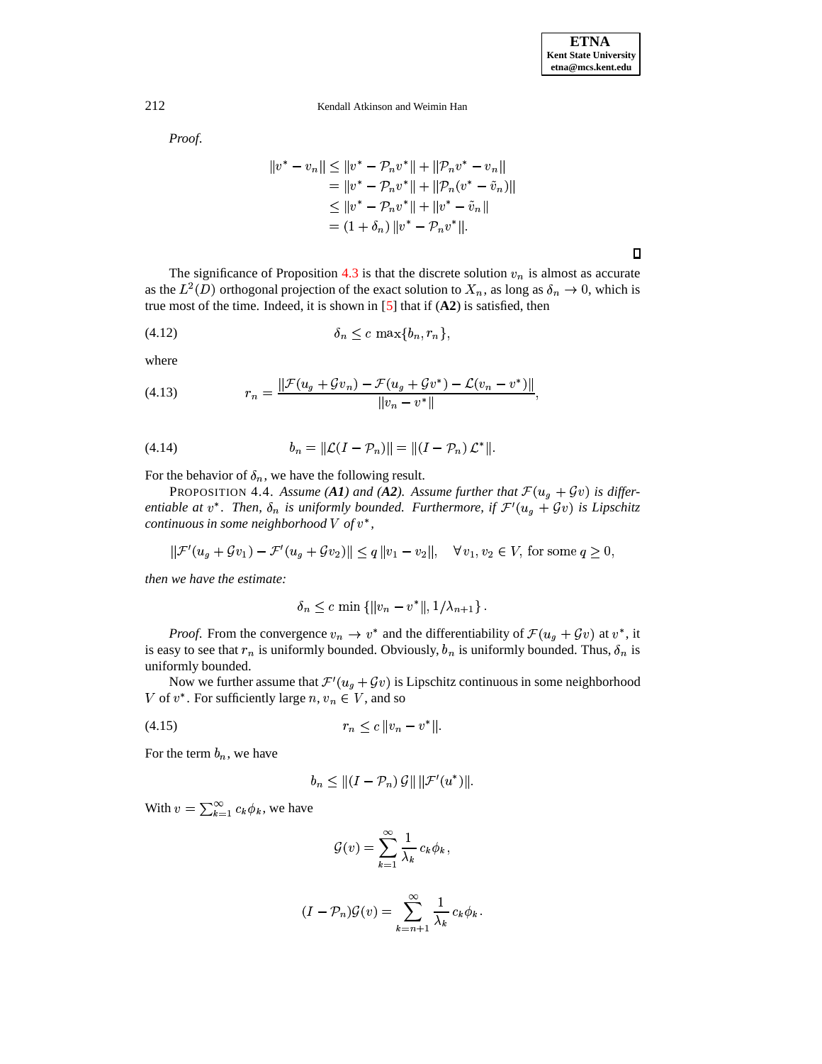*Proof.*

$$
\begin{aligned}
\|v^* - v_n\| &\leq \|v^* - \mathcal{P}_n v^*\| + \|\mathcal{P}_n v^* - v_n\| \\
&= \|v^* - \mathcal{P}_n v^*\| + \|\mathcal{P}_n (v^* - \tilde{v}_n)\| \\
&\leq \|v^* - \mathcal{P}_n v^*\| + \|v^* - \tilde{v}_n\| \\
&= (1 + \delta_n) \|v^* - \mathcal{P}_n v^*\|.
\end{aligned}
$$

∎

The significance of Proposition 4.3 is that the discrete solution $v_n$ is almost as accurate as the $L^2(D)$ orthogonal projection of the exact solution to $X_n$, as long as $\delta_n \to 0$, which is true most of the time. Indeed, it is shown in [5] that if (**A2**) is satisfied, then

$$
\delta_n \leq c \, \max\{b_n, r_n\}, \tag{4.12}
$$

where

$$
r_n = \frac{\|\mathcal{F}(u_g + \mathcal{G}v_n) - \mathcal{F}(u_g + \mathcal{G}v^*) - \mathcal{L}(v_n - v^*)\|}{\|v_n - v^*\|}, \tag{4.13}
$$

$$
b_n = \|\mathcal{L}(I - \mathcal{P}_n)\| = \|(I - \mathcal{P}_n)\, \mathcal{L}^*\|. \tag{4.14}
$$

For the behavior of $\delta_n$, we have the following result.

PROPOSITION 4.4. *Assume (**A1**) and (**A2**). Assume further that $\mathcal{F}(u_g + \mathcal{G}v)$ is differentiable at $v^*$. Then, $\delta_n$ is uniformly bounded. Furthermore, if $\mathcal{F}'(u_g + \mathcal{G}v)$ is Lipschitz continuous in some neighborhood $V$ of $v^*$,*

$$
\|\mathcal{F}'(u_g + \mathcal{G}v_1) - \mathcal{F}'(u_g + \mathcal{G}v_2)\| \leq q\, \|v_1 - v_2\|, \quad \forall\, v_1, v_2 \in V, \text{ for some } q \geq 0,
$$

*then we have the estimate:*

$$
\delta_n \leq c \, \min\left\{\|v_n - v^*\|, 1/\lambda_{n+1}\right\}.
$$

*Proof.* From the convergence $v_n \to v^*$ and the differentiability of $\mathcal{F}(u_g + \mathcal{G}v)$ at $v^*$, it is easy to see that $r_n$ is uniformly bounded. Obviously, $b_n$ is uniformly bounded. Thus, $\delta_n$ is uniformly bounded.

Now we further assume that $\mathcal{F}'(u_g + \mathcal{G}v)$ is Lipschitz continuous in some neighborhood $V$ of $v^*$. For sufficiently large $n$, $v_n \in V$, and so

$$
r_n \leq c\, \|v_n - v^*\|. \tag{4.15}
$$

For the term $b_n$, we have

$$
b_n \leq \|(I - \mathcal{P}_n)\, \mathcal{G}\|\, \|\mathcal{F}'(u^*)\|.
$$

With $v = \sum_{k=1}^{\infty} c_k \phi_k$, we have

$$
\mathcal{G}(v) = \sum_{k=1}^{\infty} \frac{1}{\lambda_k}\, c_k \phi_k\,,
$$

$$
(I - \mathcal{P}_n)\mathcal{G}(v) = \sum_{k=n+1}^{\infty} \frac{1}{\lambda_k}\, c_k \phi_k\,.
$$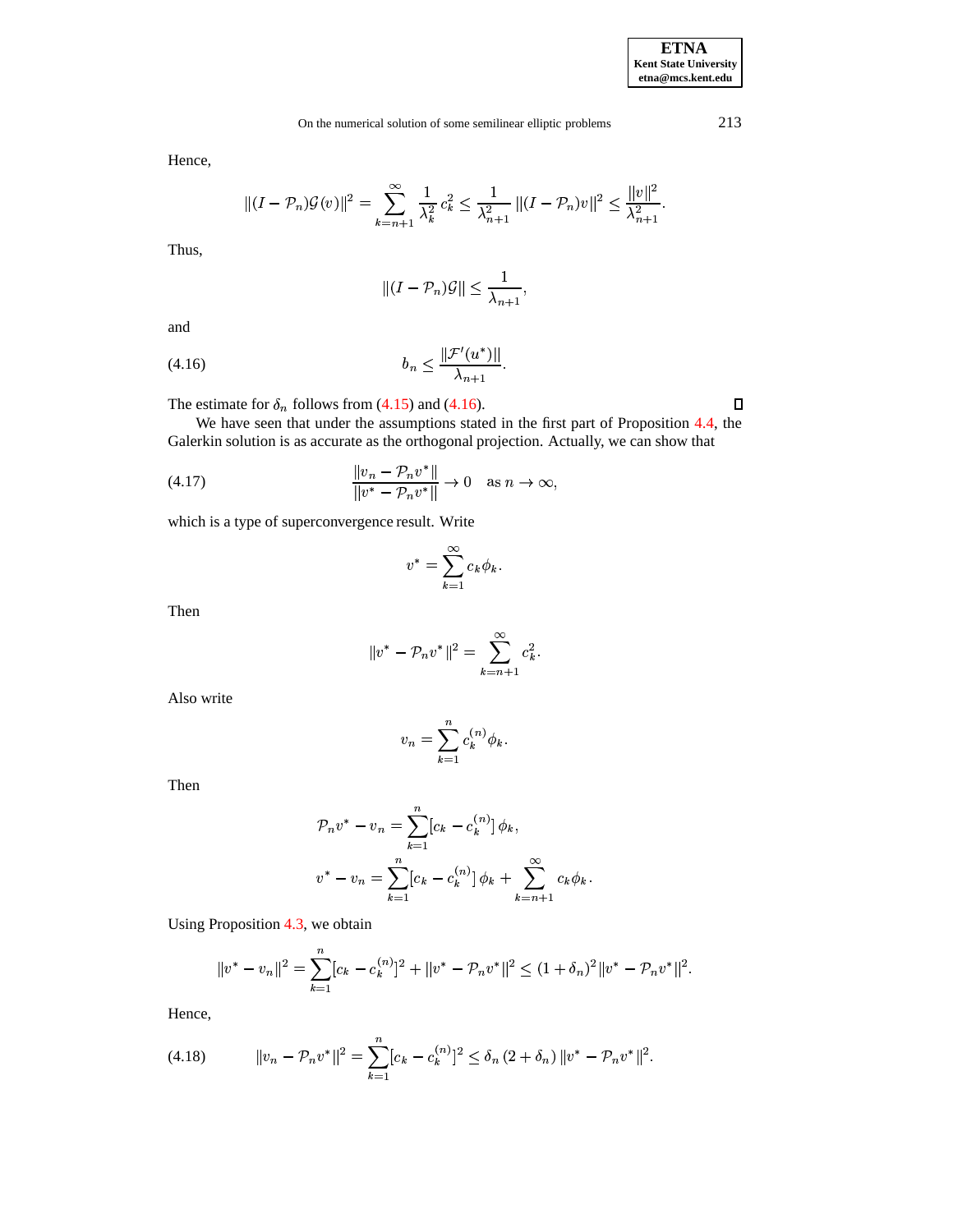Hence,

$$\|(I-\mathcal{P}_n)\mathcal{G}(v)\|^2 = \sum_{k=n+1}^{\infty} \frac{1}{\lambda_k^2} c_k^2 \le \frac{1}{\lambda_{n+1}^2} \|(I-\mathcal{P}_n)v\|^2 \le \frac{\|v\|^2}{\lambda_{n+1}^2}.$$

Thus,

$$\|(I-\mathcal{P}_n)\mathcal{G}\| \le \frac{1}{\lambda_{n+1}},$$

and

$$b_n \le \frac{\|\mathcal{F}'(u^*)\|}{\lambda_{n+1}}. \tag{4.16}$$

The estimate for $\delta_n$ follows from (4.15) and (4.16). ◻

We have seen that under the assumptions stated in the first part of Proposition 4.4, the Galerkin solution is as accurate as the orthogonal projection. Actually, we can show that

$$\frac{\|v_n - \mathcal{P}_n v^*\|}{\|v^* - \mathcal{P}_n v^*\|} \to 0 \quad \text{as } n \to \infty, \tag{4.17}$$

which is a type of superconvergence result. Write

$$v^* = \sum_{k=1}^{\infty} c_k \phi_k.$$

Then

$$\|v^* - \mathcal{P}_n v^*\|^2 = \sum_{k=n+1}^{\infty} c_k^2.$$

Also write

$$v_n = \sum_{k=1}^{n} c_k^{(n)} \phi_k.$$

Then

$$\mathcal{P}_n v^* - v_n = \sum_{k=1}^{n} [c_k - c_k^{(n)}]\, \phi_k,$$

$$v^* - v_n = \sum_{k=1}^{n} [c_k - c_k^{(n)}]\, \phi_k + \sum_{k=n+1}^{\infty} c_k \phi_k.$$

Using Proposition 4.3, we obtain

$$\|v^* - v_n\|^2 = \sum_{k=1}^{n} [c_k - c_k^{(n)}]^2 + \|v^* - \mathcal{P}_n v^*\|^2 \le (1+\delta_n)^2 \|v^* - \mathcal{P}_n v^*\|^2.$$

Hence,

$$\|v_n - \mathcal{P}_n v^*\|^2 = \sum_{k=1}^{n} [c_k - c_k^{(n)}]^2 \le \delta_n\,(2+\delta_n)\,\|v^* - \mathcal{P}_n v^*\|^2. \tag{4.18}$$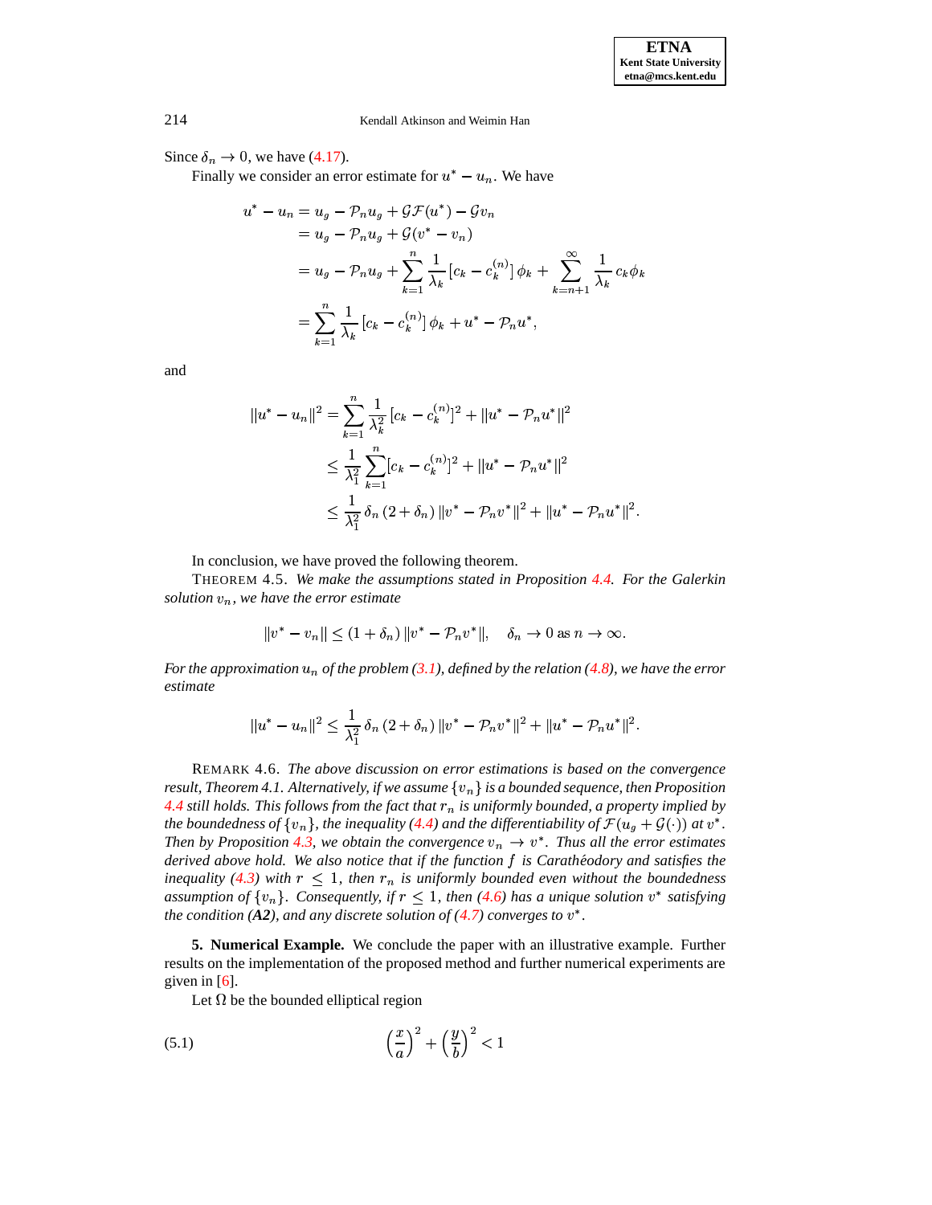Since $\delta_n \to 0$, we have (4.17).

Finally we consider an error estimate for $u^* - u_n$. We have

$$
\begin{aligned}
u^* - u_n &= u_g - \mathcal{P}_n u_g + \mathcal{G}\mathcal{F}(u^*) - \mathcal{G} v_n \\
&= u_g - \mathcal{P}_n u_g + \mathcal{G}(v^* - v_n) \\
&= u_g - \mathcal{P}_n u_g + \sum_{k=1}^{n} \frac{1}{\lambda_k} [c_k - c_k^{(n)}]\, \phi_k + \sum_{k=n+1}^{\infty} \frac{1}{\lambda_k} c_k \phi_k \\
&= \sum_{k=1}^{n} \frac{1}{\lambda_k} [c_k - c_k^{(n)}]\, \phi_k + u^* - \mathcal{P}_n u^*,
\end{aligned}
$$

and

$$
\begin{aligned}
\|u^* - u_n\|^2 &= \sum_{k=1}^{n} \frac{1}{\lambda_k^2} [c_k - c_k^{(n)}]^2 + \|u^* - \mathcal{P}_n u^*\|^2 \\
&\le \frac{1}{\lambda_1^2} \sum_{k=1}^{n} [c_k - c_k^{(n)}]^2 + \|u^* - \mathcal{P}_n u^*\|^2 \\
&\le \frac{1}{\lambda_1^2}\, \delta_n \,(2 + \delta_n)\, \|v^* - \mathcal{P}_n v^*\|^2 + \|u^* - \mathcal{P}_n u^*\|^2.
\end{aligned}
$$

In conclusion, we have proved the following theorem.

THEOREM 4.5. *We make the assumptions stated in Proposition 4.4. For the Galerkin solution $v_n$, we have the error estimate*

$$
\|v^* - v_n\| \le (1 + \delta_n)\, \|v^* - \mathcal{P}_n v^*\|, \quad \delta_n \to 0 \text{ as } n \to \infty.
$$

*For the approximation $u_n$ of the problem (3.1), defined by the relation (4.8), we have the error estimate*

$$
\|u^* - u_n\|^2 \le \frac{1}{\lambda_1^2}\, \delta_n \,(2 + \delta_n)\, \|v^* - \mathcal{P}_n v^*\|^2 + \|u^* - \mathcal{P}_n u^*\|^2.
$$

REMARK 4.6. *The above discussion on error estimations is based on the convergence result, Theorem 4.1. Alternatively, if we assume $\{v_n\}$ is a bounded sequence, then Proposition 4.4 still holds. This follows from the fact that $r_n$ is uniformly bounded, a property implied by the boundedness of $\{v_n\}$, the inequality (4.4) and the differentiability of $\mathcal{F}(u_g + \mathcal{G}(\cdot))$ at $v^*$. Then by Proposition 4.3, we obtain the convergence $v_n \to v^*$. Thus all the error estimates derived above hold. We also notice that if the function $f$ is Carathéodory and satisfies the inequality (4.3) with $r \le 1$, then $r_n$ is uniformly bounded even without the boundedness assumption of $\{v_n\}$. Consequently, if $r \le 1$, then (4.6) has a unique solution $v^*$ satisfying the condition (**A2**), and any discrete solution of (4.7) converges to $v^*$.*

## 5. Numerical Example.

We conclude the paper with an illustrative example. Further results on the implementation of the proposed method and further numerical experiments are given in [6].

Let $\Omega$ be the bounded elliptical region

$$
\left(\frac{x}{a}\right)^2 + \left(\frac{y}{b}\right)^2 < 1 \tag{5.1}
$$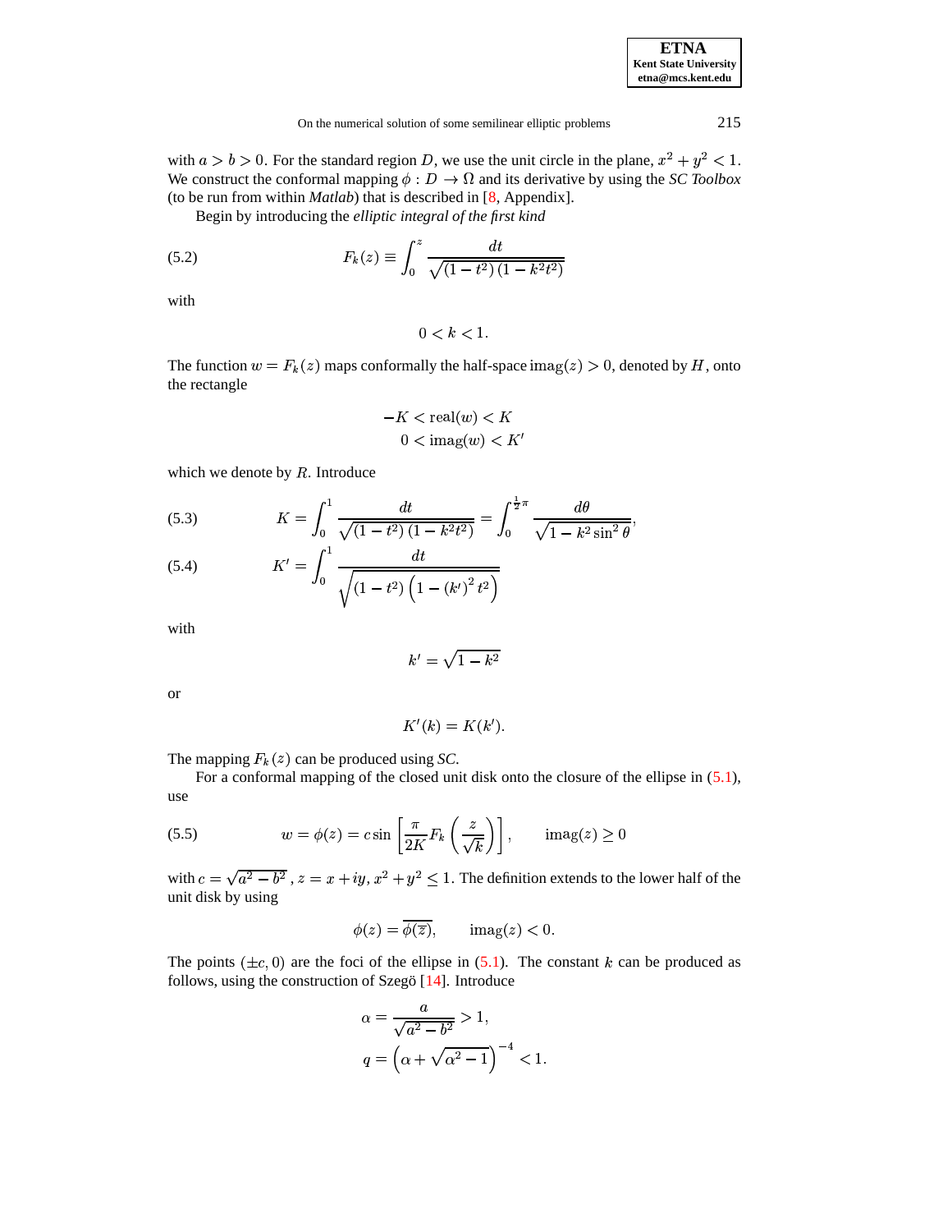with $a > b > 0$. For the standard region $D$, we use the unit circle in the plane, $x^2 + y^2 < 1$. We construct the conformal mapping $\phi : D \to \Omega$ and its derivative by using the *SC Toolbox* (to be run from within *Matlab*) that is described in [8, Appendix].

Begin by introducing the *elliptic integral of the first kind*

$$F_k(z) \equiv \int_0^z \frac{dt}{\sqrt{(1-t^2)(1-k^2t^2)}} \tag{5.2}$$

with

$$0 < k < 1.$$

The function $w = F_k(z)$ maps conformally the half-space $\text{imag}(z) > 0$, denoted by $H$, onto the rectangle

$$\begin{aligned} -K < \text{real}(w) < K \\ 0 < \text{imag}(w) < K' \end{aligned}$$

which we denote by $R$. Introduce

$$K = \int_0^1 \frac{dt}{\sqrt{(1-t^2)(1-k^2t^2)}} = \int_0^{\frac{1}{2}\pi} \frac{d\theta}{\sqrt{1-k^2\sin^2\theta}}, \tag{5.3}$$

$$K' = \int_0^1 \frac{dt}{\sqrt{(1-t^2)\left(1-(k')^2 t^2\right)}} \tag{5.4}$$

with

$$k' = \sqrt{1-k^2}$$

or

$$K'(k) = K(k').$$

The mapping $F_k(z)$ can be produced using *SC*.

For a conformal mapping of the closed unit disk onto the closure of the ellipse in (5.1), use

$$w = \phi(z) = c\sin\left[\frac{\pi}{2K}F_k\left(\frac{z}{\sqrt{k}}\right)\right], \qquad \text{imag}(z) \geq 0 \tag{5.5}$$

with $c = \sqrt{a^2-b^2}$, $z = x + iy$, $x^2 + y^2 \leq 1$. The definition extends to the lower half of the unit disk by using

$$\phi(z) = \overline{\phi(\overline{z})}, \qquad \text{imag}(z) < 0.$$

The points $(\pm c, 0)$ are the foci of the ellipse in (5.1). The constant $k$ can be produced as follows, using the construction of Szegö [14]. Introduce

$$\begin{aligned} \alpha &= \frac{a}{\sqrt{a^2-b^2}} > 1, \\ q &= \left(\alpha + \sqrt{\alpha^2-1}\right)^{-4} < 1. \end{aligned}$$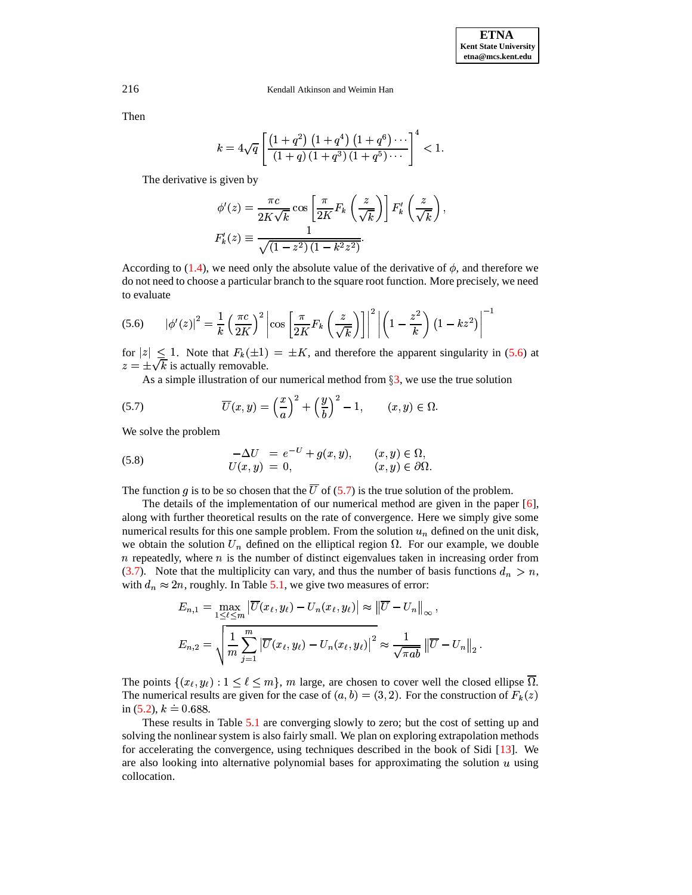Then

$$k = 4\sqrt{q}\left[\frac{\left(1+q^2\right)\left(1+q^4\right)\left(1+q^6\right)\cdots}{\left(1+q\right)\left(1+q^3\right)\left(1+q^5\right)\cdots}\right]^4 < 1.$$

The derivative is given by

$$\phi'(z) = \frac{\pi c}{2K\sqrt{k}}\cos\left[\frac{\pi}{2K}F_k\left(\frac{z}{\sqrt{k}}\right)\right]F_k'\left(\frac{z}{\sqrt{k}}\right),$$

$$F_k'(z) \equiv \frac{1}{\sqrt{\left(1-z^2\right)\left(1-k^2z^2\right)}}.$$

According to (1.4), we need only the absolute value of the derivative of $\phi$, and therefore we do not need to choose a particular branch to the square root function. More precisely, we need to evaluate

$$|\phi'(z)|^2 = \frac{1}{k}\left(\frac{\pi c}{2K}\right)^2\left|\cos\left[\frac{\pi}{2K}F_k\left(\frac{z}{\sqrt{k}}\right)\right]\right|^2\left|\left(1-\frac{z^2}{k}\right)\left(1-kz^2\right)\right|^{-1} \tag{5.6}$$

for $|z| \le 1$. Note that $F_k(\pm 1) = \pm K$, and therefore the apparent singularity in (5.6) at $z = \pm\sqrt{k}$ is actually removable.

As a simple illustration of our numerical method from §3, we use the true solution

$$\overline{U}(x,y) = \left(\frac{x}{a}\right)^2 + \left(\frac{y}{b}\right)^2 - 1, \qquad (x,y) \in \Omega. \tag{5.7}$$

We solve the problem

$$\begin{aligned} -\Delta U &= e^{-U} + g(x,y), \qquad && (x,y) \in \Omega, \\ U(x,y) &= 0, && (x,y) \in \partial\Omega. \end{aligned} \tag{5.8}$$

The function $g$ is to be so chosen that the $\overline{U}$ of (5.7) is the true solution of the problem.

The details of the implementation of our numerical method are given in the paper [6], along with further theoretical results on the rate of convergence. Here we simply give some numerical results for this one sample problem. From the solution $u_n$ defined on the unit disk, we obtain the solution $U_n$ defined on the elliptical region $\Omega$. For our example, we double $n$ repeatedly, where $n$ is the number of distinct eigenvalues taken in increasing order from (3.7). Note that the multiplicity can vary, and thus the number of basis functions $d_n > n$, with $d_n \approx 2n$, roughly. In Table 5.1, we give two measures of error:

$$E_{n,1} = \max_{1\le \ell \le m}\left|\overline{U}(x_\ell,y_\ell) - U_n(x_\ell,y_\ell)\right| \approx \left\|\overline{U} - U_n\right\|_\infty,$$

$$E_{n,2} = \sqrt{\frac{1}{m}\sum_{j=1}^{m}\left|\overline{U}(x_\ell,y_\ell) - U_n(x_\ell,y_\ell)\right|^2} \approx \frac{1}{\sqrt{\pi ab}}\left\|\overline{U} - U_n\right\|_2.$$

The points $\{(x_\ell,y_\ell) : 1 \le \ell \le m\}$, $m$ large, are chosen to cover well the closed ellipse $\overline{\Omega}$. The numerical results are given for the case of $(a,b) = (3,2)$. For the construction of $F_k(z)$ in (5.2), $k \doteq 0.688$.

These results in Table 5.1 are converging slowly to zero; but the cost of setting up and solving the nonlinear system is also fairly small. We plan on exploring extrapolation methods for accelerating the convergence, using techniques described in the book of Sidi [13]. We are also looking into alternative polynomial bases for approximating the solution $u$ using collocation.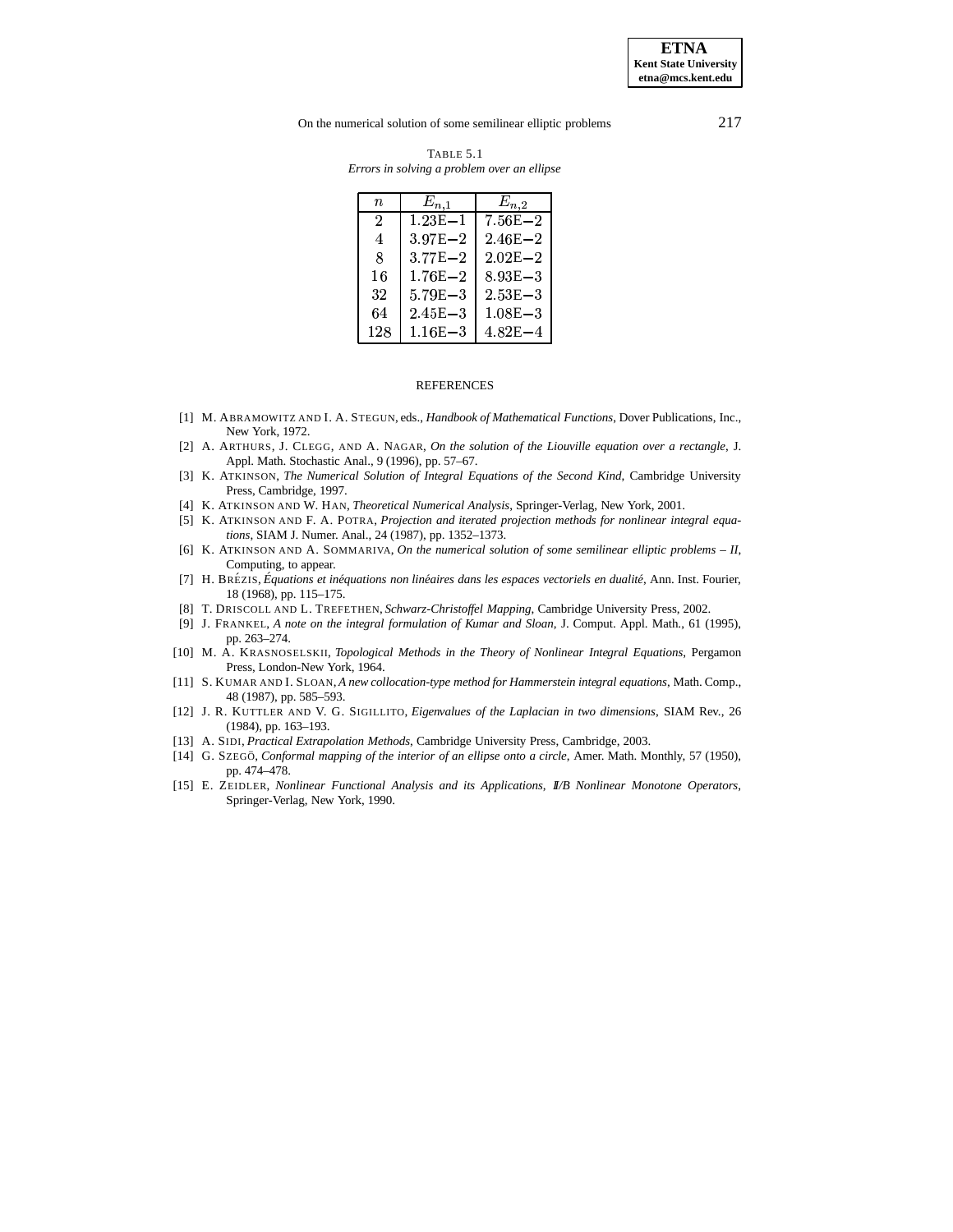TABLE 5.1
*Errors in solving a problem over an ellipse*

| $n$ | $E_{n,1}$ | $E_{n,2}$ |
|---|---|---|
| 2 | 1.23E−1 | 7.56E−2 |
| 4 | 3.97E−2 | 2.46E−2 |
| 8 | 3.77E−2 | 2.02E−2 |
| 16 | 1.76E−2 | 8.93E−3 |
| 32 | 5.79E−3 | 2.53E−3 |
| 64 | 2.45E−3 | 1.08E−3 |
| 128 | 1.16E−3 | 4.82E−4 |

## REFERENCES

[1] M. ABRAMOWITZ AND I. A. STEGUN, eds., *Handbook of Mathematical Functions*, Dover Publications, Inc., New York, 1972.

[2] A. ARTHURS, J. CLEGG, AND A. NAGAR, *On the solution of the Liouville equation over a rectangle*, J. Appl. Math. Stochastic Anal., 9 (1996), pp. 57–67.

[3] K. ATKINSON, *The Numerical Solution of Integral Equations of the Second Kind*, Cambridge University Press, Cambridge, 1997.

[4] K. ATKINSON AND W. HAN, *Theoretical Numerical Analysis*, Springer-Verlag, New York, 2001.

[5] K. ATKINSON AND F. A. POTRA, *Projection and iterated projection methods for nonlinear integral equations*, SIAM J. Numer. Anal., 24 (1987), pp. 1352–1373.

[6] K. ATKINSON AND A. SOMMARIVA, *On the numerical solution of some semilinear elliptic problems – II*, Computing, to appear.

[7] H. BRÉZIS, *Équations et inéquations non linéaires dans les espaces vectoriels en dualité*, Ann. Inst. Fourier, 18 (1968), pp. 115–175.

[8] T. DRISCOLL AND L. TREFETHEN, *Schwarz-Christoffel Mapping*, Cambridge University Press, 2002.

[9] J. FRANKEL, *A note on the integral formulation of Kumar and Sloan*, J. Comput. Appl. Math., 61 (1995), pp. 263–274.

[10] M. A. KRASNOSELSKII, *Topological Methods in the Theory of Nonlinear Integral Equations*, Pergamon Press, London-New York, 1964.

[11] S. KUMAR AND I. SLOAN, *A new collocation-type method for Hammerstein integral equations*, Math. Comp., 48 (1987), pp. 585–593.

[12] J. R. KUTTLER AND V. G. SIGILLITO, *Eigenvalues of the Laplacian in two dimensions*, SIAM Rev., 26 (1984), pp. 163–193.

[13] A. SIDI, *Practical Extrapolation Methods*, Cambridge University Press, Cambridge, 2003.

[14] G. SZEGÖ, *Conformal mapping of the interior of an ellipse onto a circle*, Amer. Math. Monthly, 57 (1950), pp. 474–478.

[15] E. ZEIDLER, *Nonlinear Functional Analysis and its Applications, II/B Nonlinear Monotone Operators*, Springer-Verlag, New York, 1990.